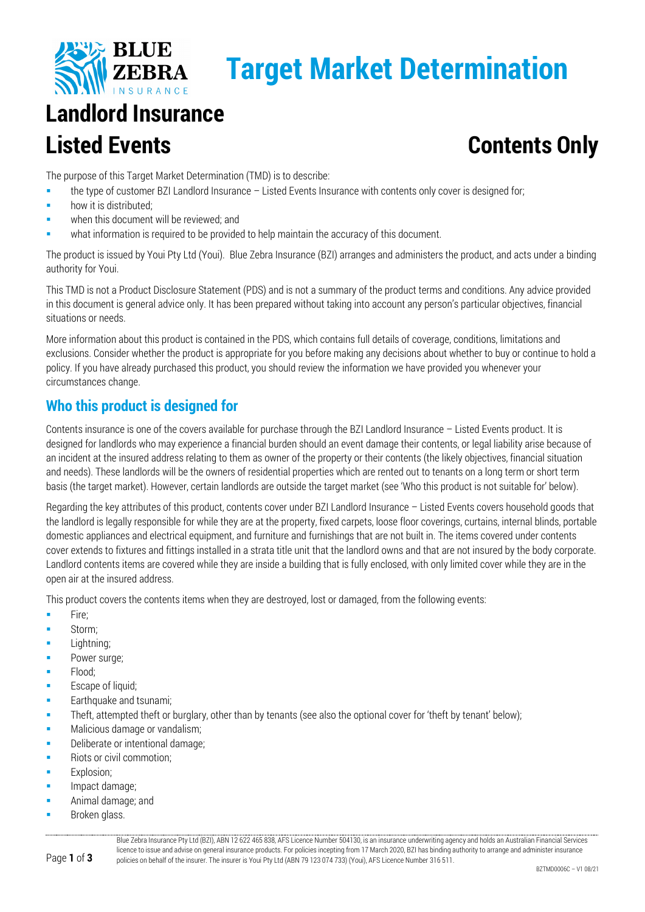# Target Market Determination

# Landlord Insurance

## Listed Events

## Contents Only

The purpose of this Target Market Determination (TMD) is to describe:

- the type of customer BZI Landlord Insurance – Listed Events Insurance with contents only cover is designed for;
- how it is distributed;
- when this document will be reviewed; and
- what information is required to be provided to help maintain the accuracy of this document.

The product is issued by Youi Pty Ltd (Youi). Blue Zebra Insurance (BZI) arranges and administers the product, and acts under a binding authority for Youi.

This TMD is not a Product Disclosure Statement (PDS) and is not a summary of the product terms and conditions. Any advice provided in this document is general advice only. It has been prepared without taking into account any person's particular objectives, financial situations or needs.

More information about this product is contained in the PDS, which contains full details of coverage, conditions, limitations and exclusions. Consider whether the product is appropriate for you before making any decisions about whether to buy or continue to hold a policy. If you have already purchased this product, you should review the information we have provided you whenever your circumstances change.

## Who this product is designed for

Contents insurance is one of the covers available for purchase through the BZI Landlord Insurance – Listed Events product. It is designed for landlords who may experience a financial burden should an event damage their contents, or legal liability arise because of an incident at the insured address relating to them as owner of the property or their contents (the likely objectives, financial situation and needs). These landlords will be the owners of residential properties which are rented out to tenants on a long term or short term basis (the target market). However, certain landlords are outside the target market (see 'Who this product is not suitable for' below).

Regarding the key attributes of this product, contents cover under BZI Landlord Insurance – Listed Events covers household goods that the landlord is legally responsible for while they are at the property, fixed carpets, loose floor coverings, curtains, internal blinds, portable domestic appliances and electrical equipment, and furniture and furnishings that are not built in. The items covered under contents cover extends to fixtures and fittings installed in a strata title unit that the landlord owns and that are not insured by the body corporate. Landlord contents items are covered while they are inside a building that is fully enclosed, with only limited cover while they are in the open air at the insured address.

This product covers the contents items when they are destroyed, lost or damaged, from the following events:

- Fire;
- Storm;
- Lightning;
- Power surge;
- Flood;
- Escape of liquid;
- Earthquake and tsunami;
- Theft, attempted theft or burglary, other than by tenants (see also the optional cover for 'theft by tenant' below);
- Malicious damage or vandalism;
- Deliberate or intentional damage;
- Riots or civil commotion;
- Explosion;
- Impact damage;
- Animal damage; and
- Broken glass.

Blue Zebra Insurance Pty Ltd (BZI), ABN 12 622 465 838, AFS Licence Number 504130, is an insurance underwriting agency and holds an Australian Financial Services licence to issue and advise on general insurance products. For policies incepting from 17 March 2020, BZI has binding authority to arrange and administer insurance policies on behalf of the insurer. The insurer is Youi Pty Ltd (ABN 79 123 074 733) (Youi), AFS Licence Number 316 511.

BZTMD0006C – V1 08/21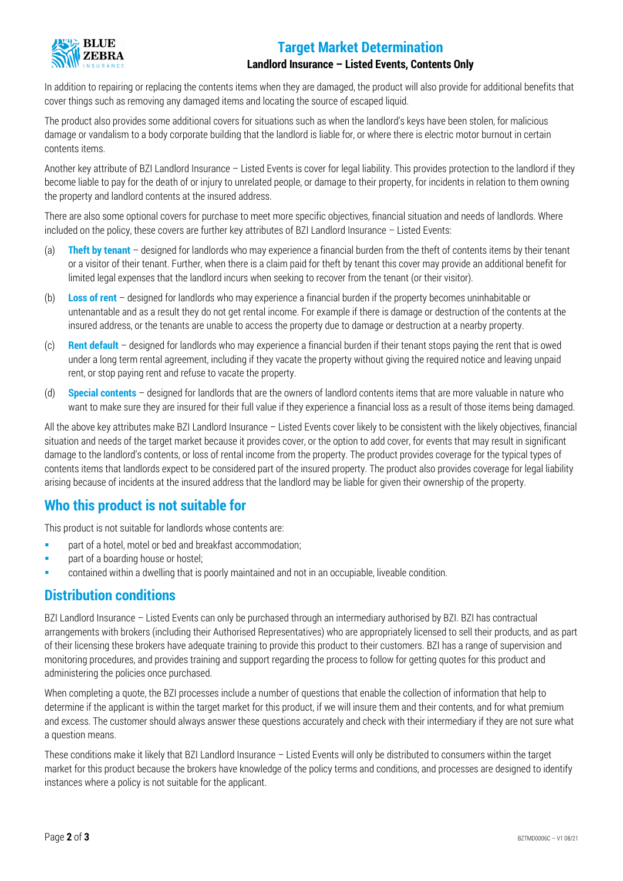In addition to repairing or replacing the contents items when they are damaged, the product will also provide for additional benefits that cover things such as removing any damaged items and locating the source of escaped liquid.

The product also provides some additional covers for situations such as when the landlord's keys have been stolen, for malicious damage or vandalism to a body corporate building that the landlord is liable for, or where there is electric motor burnout in certain contents items.

Another key attribute of BZI Landlord Insurance – Listed Events is cover for legal liability. This provides protection to the landlord if they become liable to pay for the death of or injury to unrelated people, or damage to their property, for incidents in relation to them owning the property and landlord contents at the insured address.

There are also some optional covers for purchase to meet more specific objectives, financial situation and needs of landlords. Where included on the policy, these covers are further key attributes of BZI Landlord Insurance – Listed Events:

(a) **Theft by tenant** – designed for landlords who may experience a financial burden from the theft of contents items by their tenant or a visitor of their tenant. Further, when there is a claim paid for theft by tenant this cover may provide an additional benefit for limited legal expenses that the landlord incurs when seeking to recover from the tenant (or their visitor).

(b) **Loss of rent** – designed for landlords who may experience a financial burden if the property becomes uninhabitable or untenantable and as a result they do not get rental income. For example if there is damage or destruction of the contents at the insured address, or the tenants are unable to access the property due to damage or destruction at a nearby property.

(c) **Rent default** – designed for landlords who may experience a financial burden if their tenant stops paying the rent that is owed under a long term rental agreement, including if they vacate the property without giving the required notice and leaving unpaid rent, or stop paying rent and refuse to vacate the property.

(d) **Special contents** – designed for landlords that are the owners of landlord contents items that are more valuable in nature who want to make sure they are insured for their full value if they experience a financial loss as a result of those items being damaged.

All the above key attributes make BZI Landlord Insurance – Listed Events cover likely to be consistent with the likely objectives, financial situation and needs of the target market because it provides cover, or the option to add cover, for events that may result in significant damage to the landlord's contents, or loss of rental income from the property. The product provides coverage for the typical types of contents items that landlords expect to be considered part of the insured property. The product also provides coverage for legal liability arising because of incidents at the insured address that the landlord may be liable for given their ownership of the property.

## Who this product is not suitable for

This product is not suitable for landlords whose contents are:

- part of a hotel, motel or bed and breakfast accommodation;
- part of a boarding house or hostel;
- contained within a dwelling that is poorly maintained and not in an occupiable, liveable condition.

## Distribution conditions

BZI Landlord Insurance – Listed Events can only be purchased through an intermediary authorised by BZI. BZI has contractual arrangements with brokers (including their Authorised Representatives) who are appropriately licensed to sell their products, and as part of their licensing these brokers have adequate training to provide this product to their customers. BZI has a range of supervision and monitoring procedures, and provides training and support regarding the process to follow for getting quotes for this product and administering the policies once purchased.

When completing a quote, the BZI processes include a number of questions that enable the collection of information that help to determine if the applicant is within the target market for this product, if we will insure them and their contents, and for what premium and excess. The customer should always answer these questions accurately and check with their intermediary if they are not sure what a question means.

These conditions make it likely that BZI Landlord Insurance – Listed Events will only be distributed to consumers within the target market for this product because the brokers have knowledge of the policy terms and conditions, and processes are designed to identify instances where a policy is not suitable for the applicant.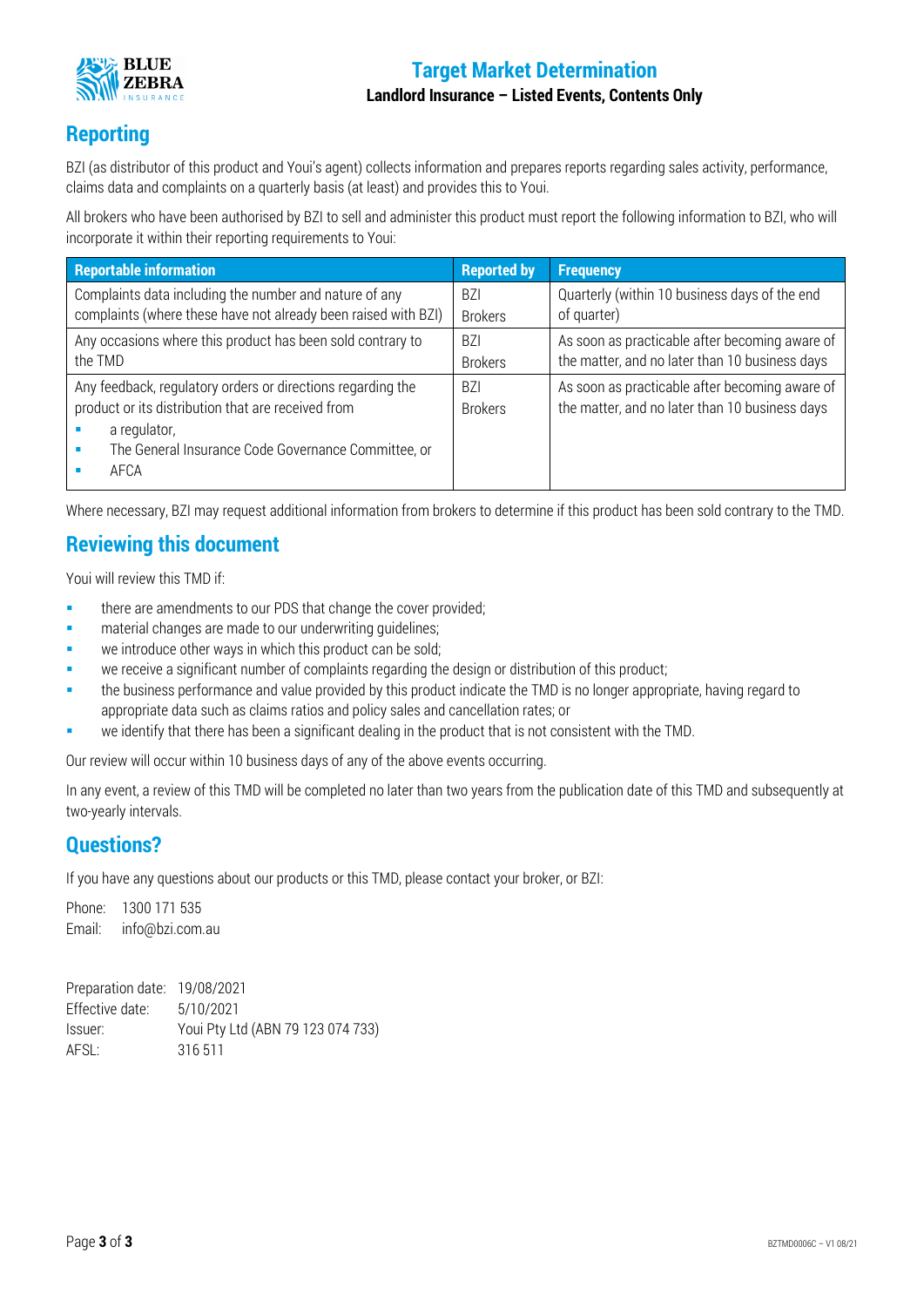## Reporting

BZI (as distributor of this product and Youi's agent) collects information and prepares reports regarding sales activity, performance, claims data and complaints on a quarterly basis (at least) and provides this to Youi.

All brokers who have been authorised by BZI to sell and administer this product must report the following information to BZI, who will incorporate it within their reporting requirements to Youi:

| Reportable information | Reported by | Frequency |
|---|---|---|
| Complaints data including the number and nature of any complaints (where these have not already been raised with BZI) | BZI Brokers | Quarterly (within 10 business days of the end of quarter) |
| Any occasions where this product has been sold contrary to the TMD | BZI Brokers | As soon as practicable after becoming aware of the matter, and no later than 10 business days |
| Any feedback, regulatory orders or directions regarding the product or its distribution that are received from<br>- a regulator,<br>- The General Insurance Code Governance Committee, or<br>- AFCA | BZI Brokers | As soon as practicable after becoming aware of the matter, and no later than 10 business days |

Where necessary, BZI may request additional information from brokers to determine if this product has been sold contrary to the TMD.

## Reviewing this document

Youi will review this TMD if:

- there are amendments to our PDS that change the cover provided;
- material changes are made to our underwriting guidelines;
- we introduce other ways in which this product can be sold;
- we receive a significant number of complaints regarding the design or distribution of this product;
- the business performance and value provided by this product indicate the TMD is no longer appropriate, having regard to appropriate data such as claims ratios and policy sales and cancellation rates; or
- we identify that there has been a significant dealing in the product that is not consistent with the TMD.

Our review will occur within 10 business days of any of the above events occurring.

In any event, a review of this TMD will be completed no later than two years from the publication date of this TMD and subsequently at two-yearly intervals.

## Questions?

If you have any questions about our products or this TMD, please contact your broker, or BZI:

Phone: 1300 171 535
Email: info@bzi.com.au

Preparation date: 19/08/2021
Effective date: 5/10/2021
Issuer: Youi Pty Ltd (ABN 79 123 074 733)
AFSL: 316 511

BZTMD0006C – V1 08/21